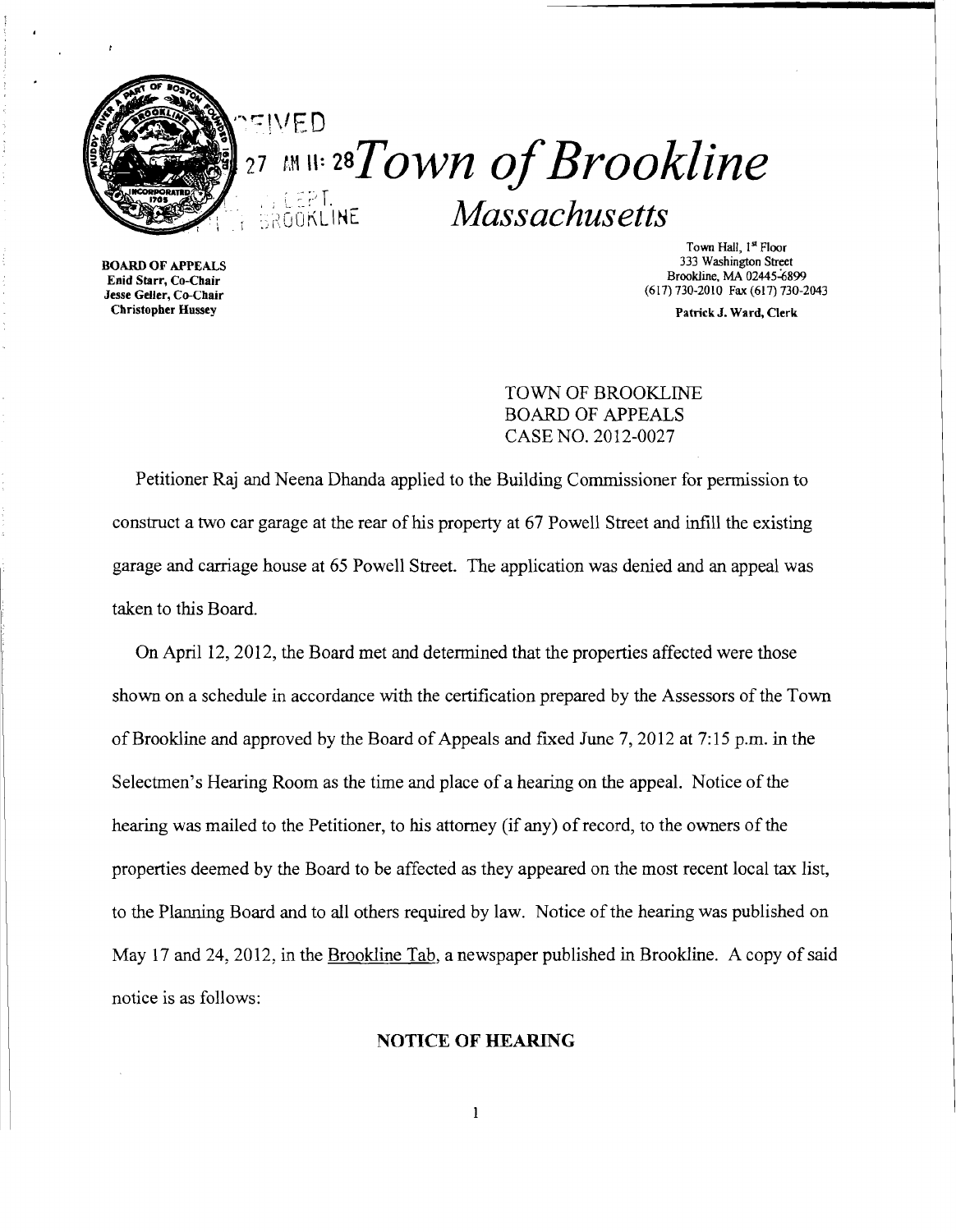# Town of Brookline
## *Massachusetts*

**BOARD OF APPEALS**
**Enid Starr, Co-Chair**
**Jesse Geller, Co-Chair**
**Christopher Hussey**

Town Hall, 1st Floor
333 Washington Street
Brookline, MA 02445-6899
(617) 730-2010 Fax (617) 730-2043

**Patrick J. Ward, Clerk**

TOWN OF BROOKLINE
BOARD OF APPEALS
CASE NO. 2012-0027

Petitioner Raj and Neena Dhanda applied to the Building Commissioner for permission to construct a two car garage at the rear of his property at 67 Powell Street and infill the existing garage and carriage house at 65 Powell Street. The application was denied and an appeal was taken to this Board.

On April 12, 2012, the Board met and determined that the properties affected were those shown on a schedule in accordance with the certification prepared by the Assessors of the Town of Brookline and approved by the Board of Appeals and fixed June 7, 2012 at 7:15 p.m. in the Selectmen's Hearing Room as the time and place of a hearing on the appeal. Notice of the hearing was mailed to the Petitioner, to his attorney (if any) of record, to the owners of the properties deemed by the Board to be affected as they appeared on the most recent local tax list, to the Planning Board and to all others required by law. Notice of the hearing was published on May 17 and 24, 2012, in the Brookline Tab, a newspaper published in Brookline. A copy of said notice is as follows:

**NOTICE OF HEARING**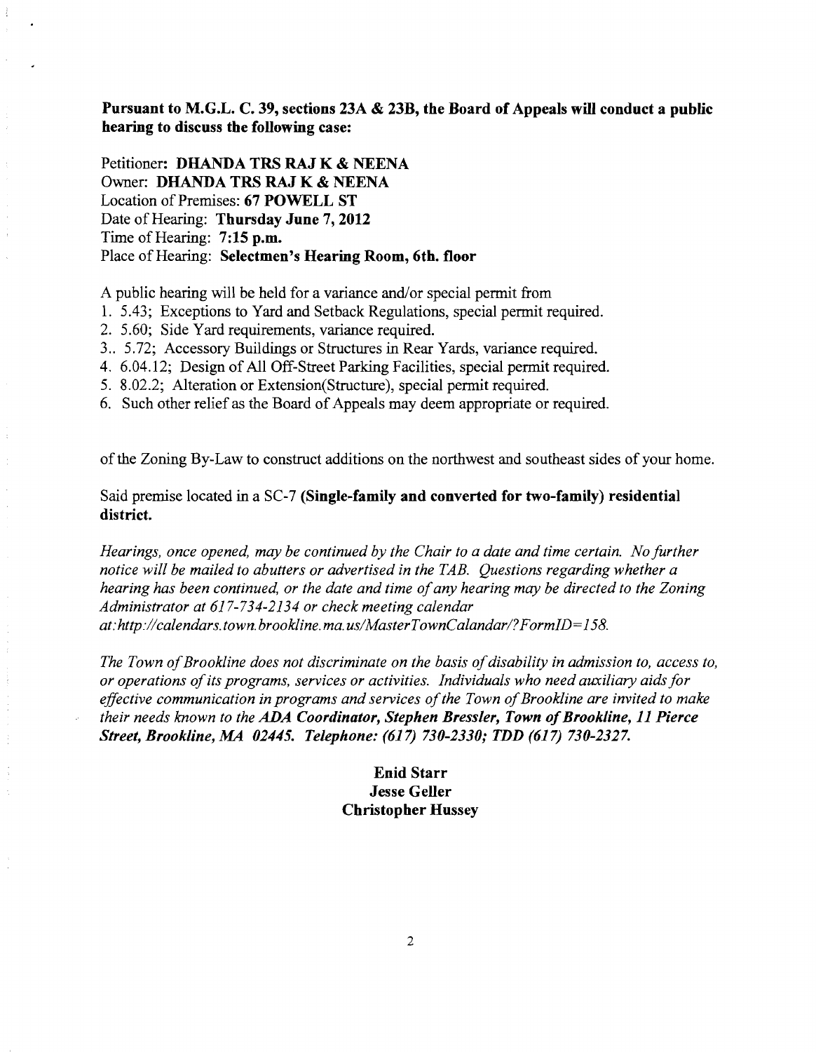**Pursuant to M.G.L. C. 39, sections 23A & 23B, the Board of Appeals will conduct a public hearing to discuss the following case:**

Petitioner: **DHANDA TRS RAJ K & NEENA**
Owner: **DHANDA TRS RAJ K & NEENA**
Location of Premises: **67 POWELL ST**
Date of Hearing: **Thursday June 7, 2012**
Time of Hearing: **7:15 p.m.**
Place of Hearing: **Selectmen's Hearing Room, 6th. floor**

A public hearing will be held for a variance and/or special permit from

1. 5.43; Exceptions to Yard and Setback Regulations, special permit required.
2. 5.60; Side Yard requirements, variance required.
3. 5.72; Accessory Buildings or Structures in Rear Yards, variance required.
4. 6.04.12; Design of All Off-Street Parking Facilities, special permit required.
5. 8.02.2; Alteration or Extension(Structure), special permit required.
6. Such other relief as the Board of Appeals may deem appropriate or required.

of the Zoning By-Law to construct additions on the northwest and southeast sides of your home.

Said premise located in a SC-7 **(Single-family and converted for two-family) residential district.**

*Hearings, once opened, may be continued by the Chair to a date and time certain. No further notice will be mailed to abutters or advertised in the TAB. Questions regarding whether a hearing has been continued, or the date and time of any hearing may be directed to the Zoning Administrator at 617-734-2134 or check meeting calendar at:http://calendars.town.brookline.ma.us/MasterTownCalandar/?FormID=158.*

*The Town of Brookline does not discriminate on the basis of disability in admission to, access to, or operations of its programs, services or activities. Individuals who need auxiliary aids for effective communication in programs and services of the Town of Brookline are invited to make their needs known to the* ***ADA Coordinator, Stephen Bressler, Town of Brookline, 11 Pierce Street, Brookline, MA 02445. Telephone: (617) 730-2330; TDD (617) 730-2327.***

**Enid Starr**
**Jesse Geller**
**Christopher Hussey**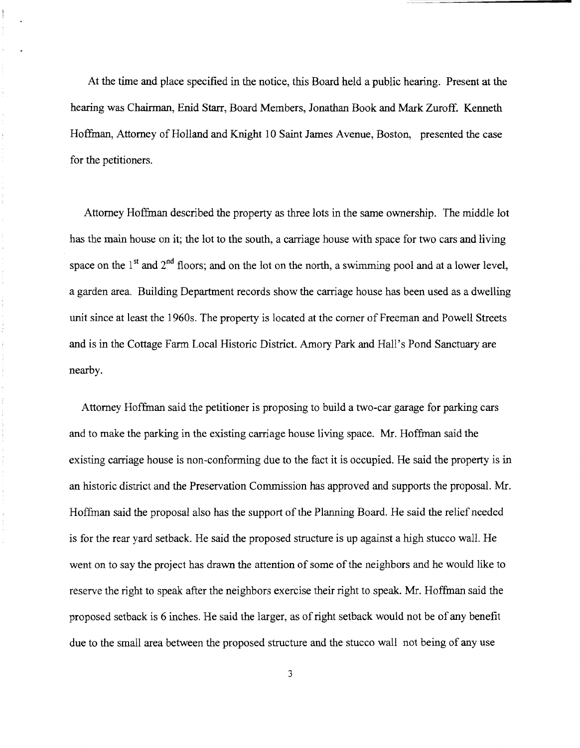At the time and place specified in the notice, this Board held a public hearing. Present at the hearing was Chairman, Enid Starr, Board Members, Jonathan Book and Mark Zuroff. Kenneth Hoffman, Attorney of Holland and Knight 10 Saint James Avenue, Boston, presented the case for the petitioners.

Attorney Hoffman described the property as three lots in the same ownership. The middle lot has the main house on it; the lot to the south, a carriage house with space for two cars and living space on the 1st and 2nd floors; and on the lot on the north, a swimming pool and at a lower level, a garden area. Building Department records show the carriage house has been used as a dwelling unit since at least the 1960s. The property is located at the corner of Freeman and Powell Streets and is in the Cottage Farm Local Historic District. Amory Park and Hall's Pond Sanctuary are nearby.

Attorney Hoffman said the petitioner is proposing to build a two-car garage for parking cars and to make the parking in the existing carriage house living space. Mr. Hoffman said the existing carriage house is non-conforming due to the fact it is occupied. He said the property is in an historic district and the Preservation Commission has approved and supports the proposal. Mr. Hoffman said the proposal also has the support of the Planning Board. He said the relief needed is for the rear yard setback. He said the proposed structure is up against a high stucco wall. He went on to say the project has drawn the attention of some of the neighbors and he would like to reserve the right to speak after the neighbors exercise their right to speak. Mr. Hoffman said the proposed setback is 6 inches. He said the larger, as of right setback would not be of any benefit due to the small area between the proposed structure and the stucco wall not being of any use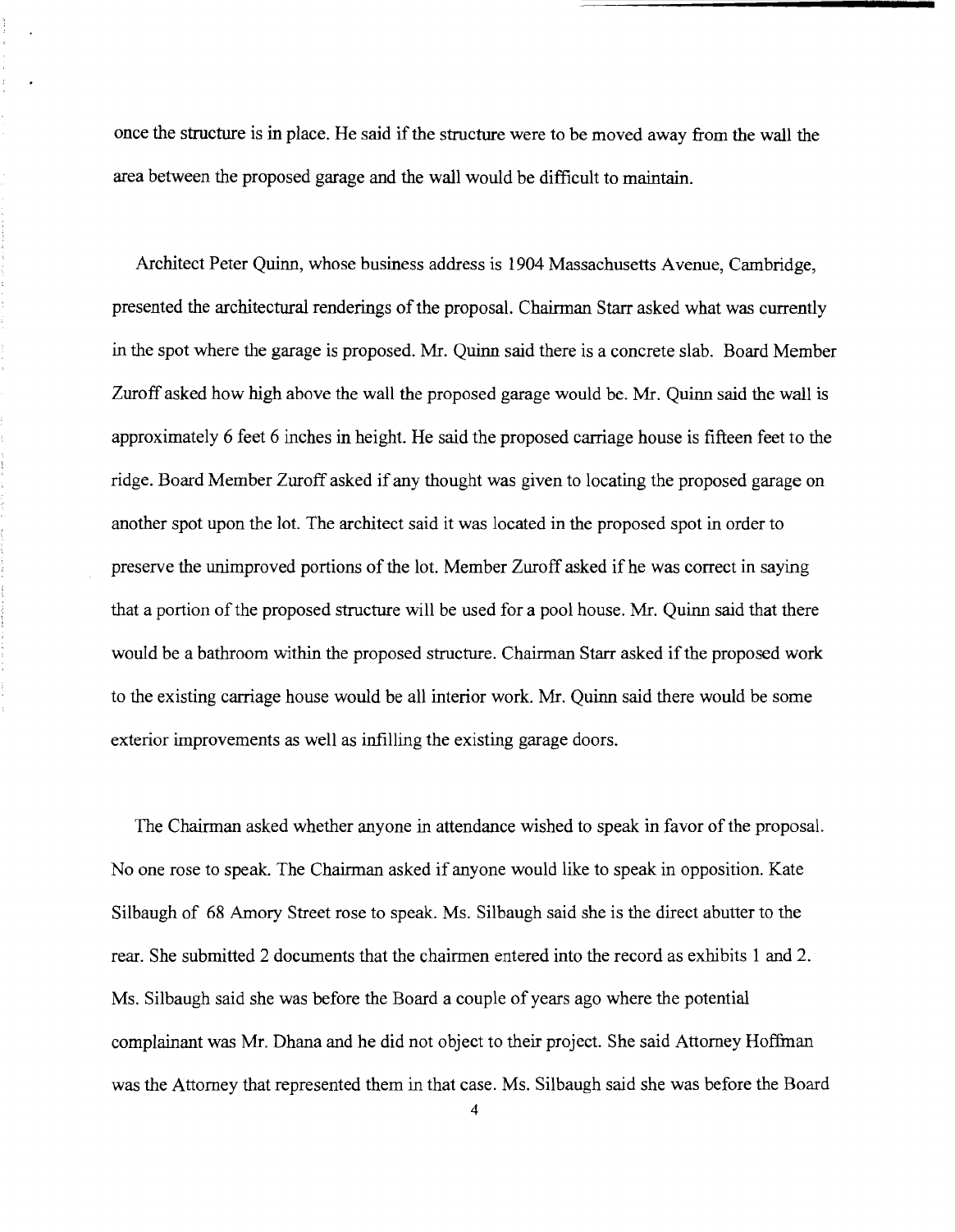once the structure is in place. He said if the structure were to be moved away from the wall the area between the proposed garage and the wall would be difficult to maintain.

Architect Peter Quinn, whose business address is 1904 Massachusetts Avenue, Cambridge, presented the architectural renderings of the proposal. Chairman Starr asked what was currently in the spot where the garage is proposed. Mr. Quinn said there is a concrete slab. Board Member Zuroff asked how high above the wall the proposed garage would be. Mr. Quinn said the wall is approximately 6 feet 6 inches in height. He said the proposed carriage house is fifteen feet to the ridge. Board Member Zuroff asked if any thought was given to locating the proposed garage on another spot upon the lot. The architect said it was located in the proposed spot in order to preserve the unimproved portions of the lot. Member Zuroff asked if he was correct in saying that a portion of the proposed structure will be used for a pool house. Mr. Quinn said that there would be a bathroom within the proposed structure. Chairman Starr asked if the proposed work to the existing carriage house would be all interior work. Mr. Quinn said there would be some exterior improvements as well as infilling the existing garage doors.

The Chairman asked whether anyone in attendance wished to speak in favor of the proposal. No one rose to speak. The Chairman asked if anyone would like to speak in opposition. Kate Silbaugh of 68 Amory Street rose to speak. Ms. Silbaugh said she is the direct abutter to the rear. She submitted 2 documents that the chairmen entered into the record as exhibits 1 and 2. Ms. Silbaugh said she was before the Board a couple of years ago where the potential complainant was Mr. Dhana and he did not object to their project. She said Attorney Hoffman was the Attorney that represented them in that case. Ms. Silbaugh said she was before the Board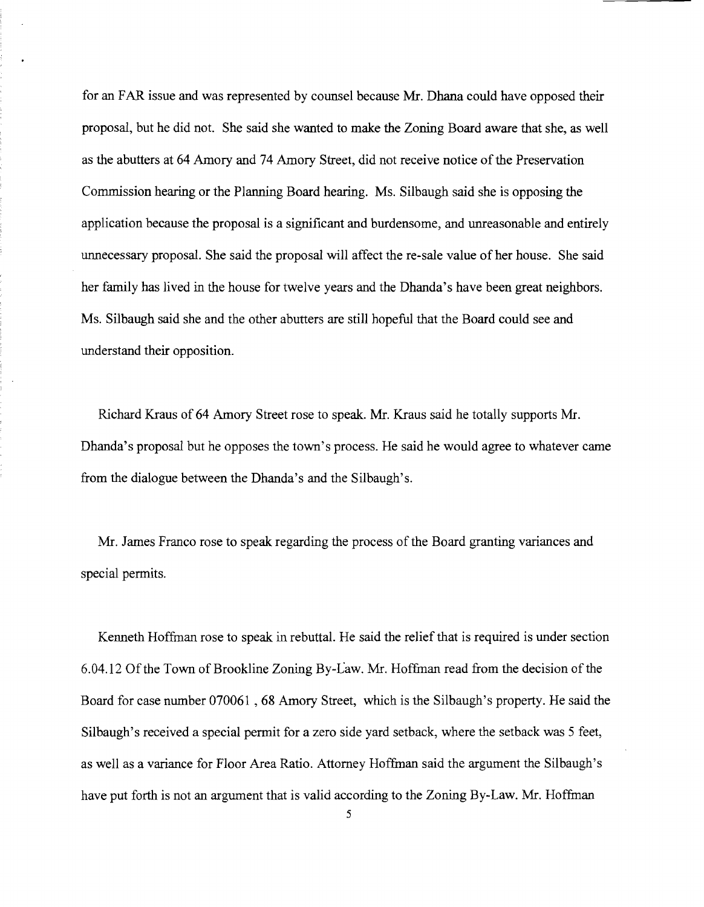for an FAR issue and was represented by counsel because Mr. Dhana could have opposed their proposal, but he did not. She said she wanted to make the Zoning Board aware that she, as well as the abutters at 64 Amory and 74 Amory Street, did not receive notice of the Preservation Commission hearing or the Planning Board hearing. Ms. Silbaugh said she is opposing the application because the proposal is a significant and burdensome, and unreasonable and entirely unnecessary proposal. She said the proposal will affect the re-sale value of her house. She said her family has lived in the house for twelve years and the Dhanda's have been great neighbors. Ms. Silbaugh said she and the other abutters are still hopeful that the Board could see and understand their opposition.

Richard Kraus of 64 Amory Street rose to speak. Mr. Kraus said he totally supports Mr. Dhanda's proposal but he opposes the town's process. He said he would agree to whatever came from the dialogue between the Dhanda's and the Silbaugh's.

Mr. James Franco rose to speak regarding the process of the Board granting variances and special permits.

Kenneth Hoffman rose to speak in rebuttal. He said the relief that is required is under section 6.04.12 Of the Town of Brookline Zoning By-Law. Mr. Hoffman read from the decision of the Board for case number 070061 , 68 Amory Street, which is the Silbaugh's property. He said the Silbaugh's received a special permit for a zero side yard setback, where the setback was 5 feet, as well as a variance for Floor Area Ratio. Attorney Hoffman said the argument the Silbaugh's have put forth is not an argument that is valid according to the Zoning By-Law. Mr. Hoffman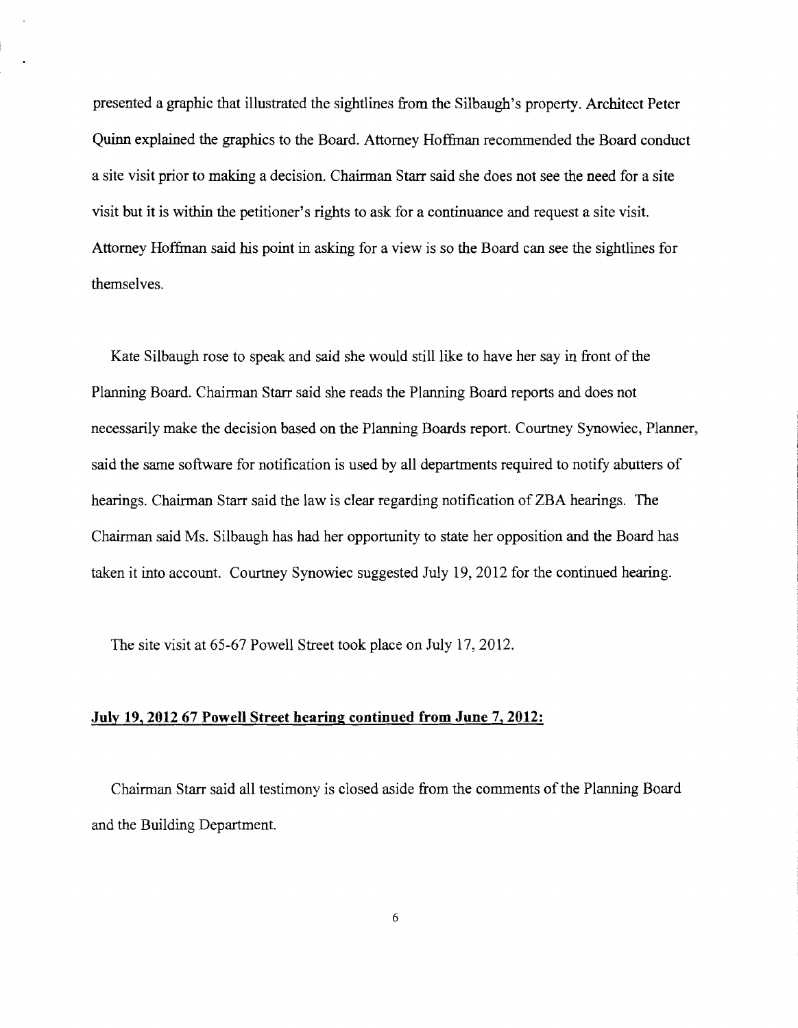presented a graphic that illustrated the sightlines from the Silbaugh's property. Architect Peter Quinn explained the graphics to the Board. Attorney Hoffman recommended the Board conduct a site visit prior to making a decision. Chairman Starr said she does not see the need for a site visit but it is within the petitioner's rights to ask for a continuance and request a site visit. Attorney Hoffman said his point in asking for a view is so the Board can see the sightlines for themselves.

Kate Silbaugh rose to speak and said she would still like to have her say in front of the Planning Board. Chairman Starr said she reads the Planning Board reports and does not necessarily make the decision based on the Planning Boards report. Courtney Synowiec, Planner, said the same software for notification is used by all departments required to notify abutters of hearings. Chairman Starr said the law is clear regarding notification of ZBA hearings. The Chairman said Ms. Silbaugh has had her opportunity to state her opposition and the Board has taken it into account. Courtney Synowiec suggested July 19, 2012 for the continued hearing.

The site visit at 65-67 Powell Street took place on July 17, 2012.

**July 19, 2012 67 Powell Street hearing continued from June 7, 2012:**

Chairman Starr said all testimony is closed aside from the comments of the Planning Board and the Building Department.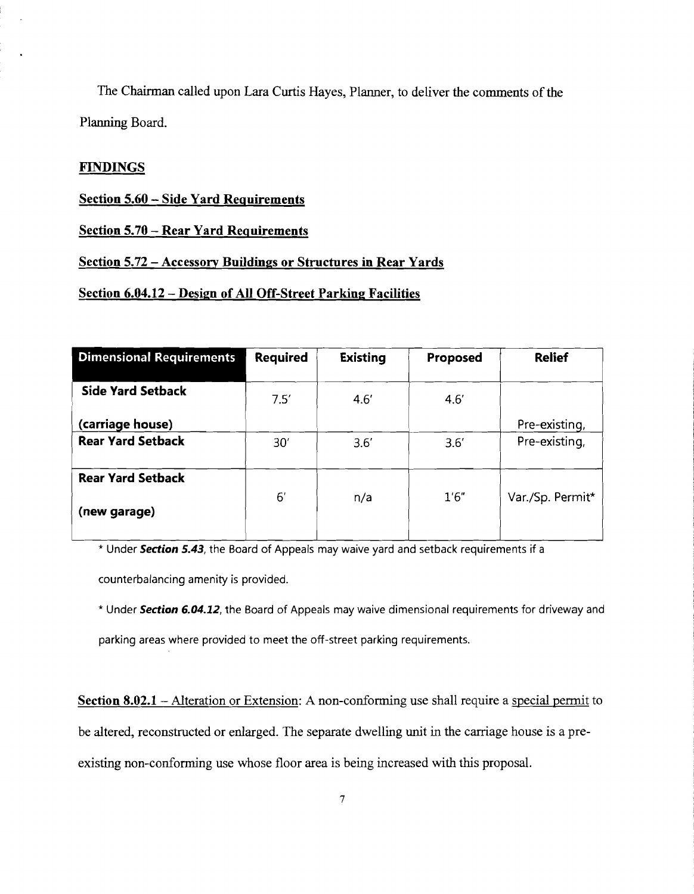The Chairman called upon Lara Curtis Hayes, Planner, to deliver the comments of the Planning Board.

**FINDINGS**

**Section 5.60 – Side Yard Requirements**

**Section 5.70 – Rear Yard Requirements**

**Section 5.72 – Accessory Buildings or Structures in Rear Yards**

**Section 6.04.12 – Design of All Off-Street Parking Facilities**

| Dimensional Requirements | Required | Existing | Proposed | Relief |
|---|---|---|---|---|
| **Side Yard Setback (carriage house)** | 7.5' | 4.6' | 4.6' | Pre-existing, |
| **Rear Yard Setback** | 30' | 3.6' | 3.6' | Pre-existing, |
| **Rear Yard Setback (new garage)** | 6' | n/a | 1'6" | Var./Sp. Permit* |

* Under ***Section 5.43***, the Board of Appeals may waive yard and setback requirements if a counterbalancing amenity is provided.

* Under ***Section 6.04.12***, the Board of Appeals may waive dimensional requirements for driveway and parking areas where provided to meet the off-street parking requirements.

**Section 8.02.1** – Alteration or Extension: A non-conforming use shall require a special permit to be altered, reconstructed or enlarged. The separate dwelling unit in the carriage house is a pre-existing non-conforming use whose floor area is being increased with this proposal.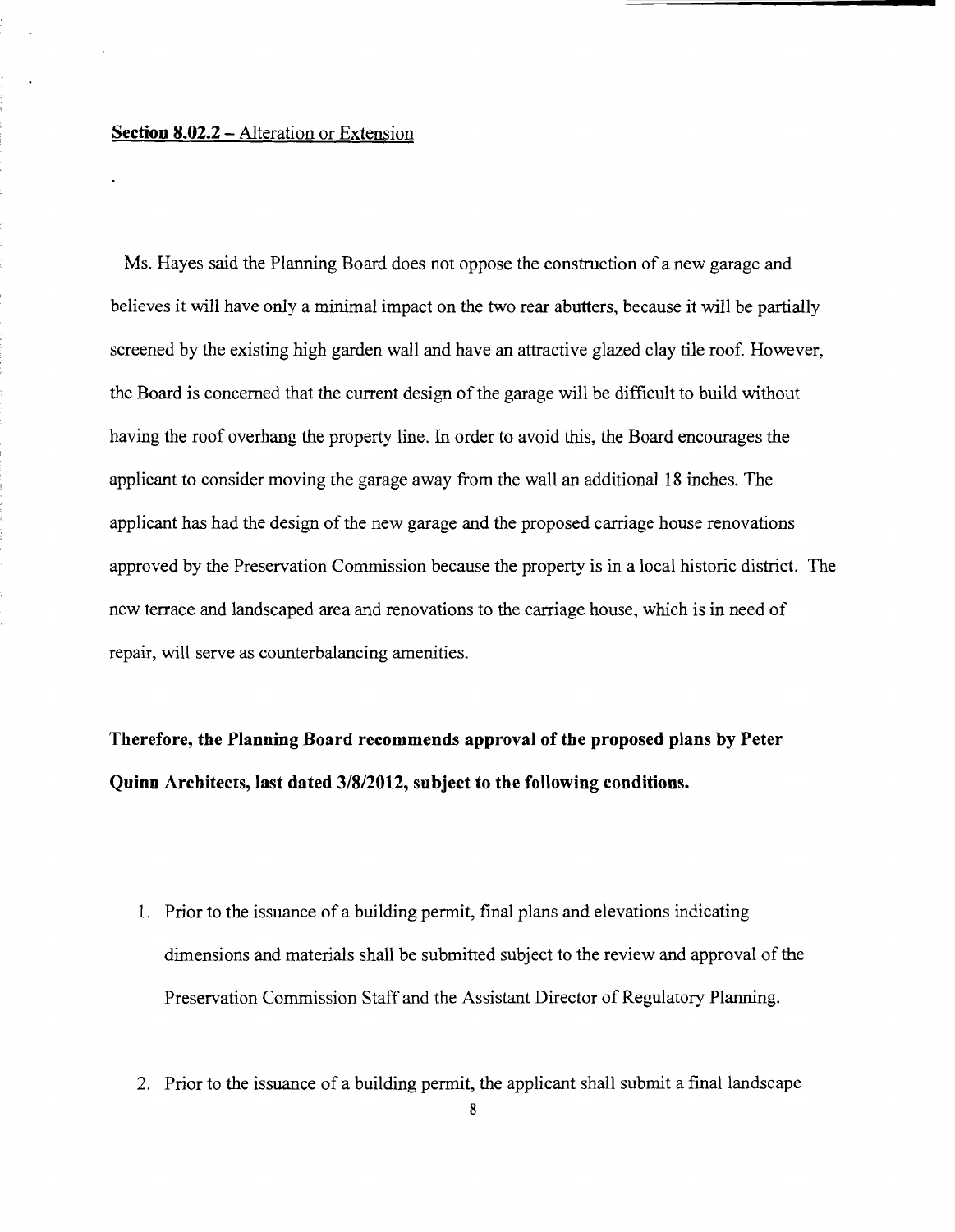**Section 8.02.2** – Alteration or Extension

Ms. Hayes said the Planning Board does not oppose the construction of a new garage and believes it will have only a minimal impact on the two rear abutters, because it will be partially screened by the existing high garden wall and have an attractive glazed clay tile roof. However, the Board is concerned that the current design of the garage will be difficult to build without having the roof overhang the property line. In order to avoid this, the Board encourages the applicant to consider moving the garage away from the wall an additional 18 inches. The applicant has had the design of the new garage and the proposed carriage house renovations approved by the Preservation Commission because the property is in a local historic district. The new terrace and landscaped area and renovations to the carriage house, which is in need of repair, will serve as counterbalancing amenities.

**Therefore, the Planning Board recommends approval of the proposed plans by Peter Quinn Architects, last dated 3/8/2012, subject to the following conditions.**

1. Prior to the issuance of a building permit, final plans and elevations indicating dimensions and materials shall be submitted subject to the review and approval of the Preservation Commission Staff and the Assistant Director of Regulatory Planning.

2. Prior to the issuance of a building permit, the applicant shall submit a final landscape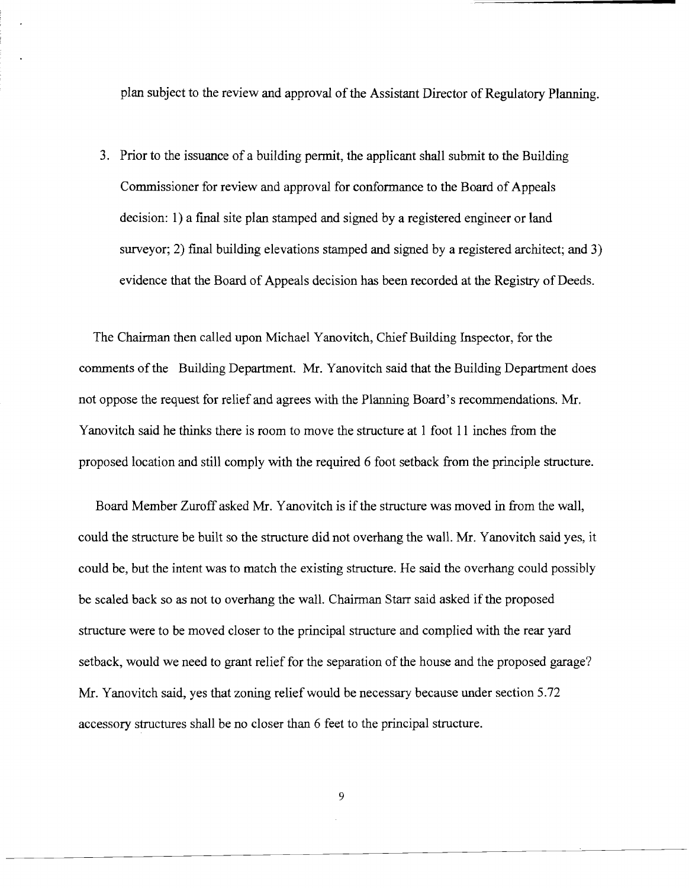plan subject to the review and approval of the Assistant Director of Regulatory Planning.

3. Prior to the issuance of a building permit, the applicant shall submit to the Building Commissioner for review and approval for conformance to the Board of Appeals decision: 1) a final site plan stamped and signed by a registered engineer or land surveyor; 2) final building elevations stamped and signed by a registered architect; and 3) evidence that the Board of Appeals decision has been recorded at the Registry of Deeds.

The Chairman then called upon Michael Yanovitch, Chief Building Inspector, for the comments of the Building Department. Mr. Yanovitch said that the Building Department does not oppose the request for relief and agrees with the Planning Board's recommendations. Mr. Yanovitch said he thinks there is room to move the structure at 1 foot 11 inches from the proposed location and still comply with the required 6 foot setback from the principle structure.

Board Member Zuroff asked Mr. Yanovitch is if the structure was moved in from the wall, could the structure be built so the structure did not overhang the wall. Mr. Yanovitch said yes, it could be, but the intent was to match the existing structure. He said the overhang could possibly be scaled back so as not to overhang the wall. Chairman Starr said asked if the proposed structure were to be moved closer to the principal structure and complied with the rear yard setback, would we need to grant relief for the separation of the house and the proposed garage? Mr. Yanovitch said, yes that zoning relief would be necessary because under section 5.72 accessory structures shall be no closer than 6 feet to the principal structure.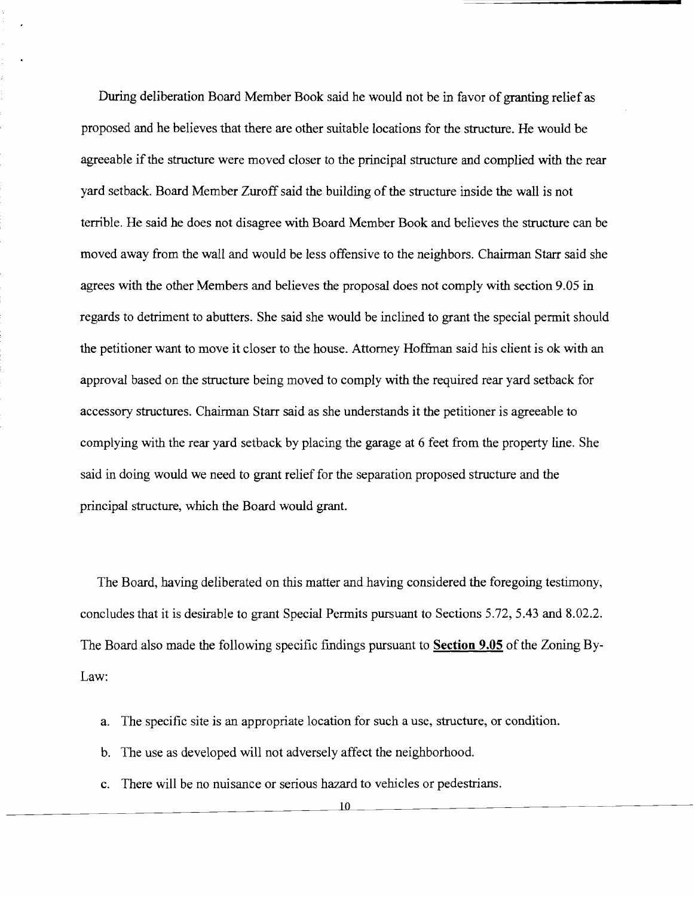During deliberation Board Member Book said he would not be in favor of granting relief as proposed and he believes that there are other suitable locations for the structure. He would be agreeable if the structure were moved closer to the principal structure and complied with the rear yard setback. Board Member Zuroff said the building of the structure inside the wall is not terrible. He said he does not disagree with Board Member Book and believes the structure can be moved away from the wall and would be less offensive to the neighbors. Chairman Starr said she agrees with the other Members and believes the proposal does not comply with section 9.05 in regards to detriment to abutters. She said she would be inclined to grant the special permit should the petitioner want to move it closer to the house. Attorney Hoffman said his client is ok with an approval based on the structure being moved to comply with the required rear yard setback for accessory structures. Chairman Starr said as she understands it the petitioner is agreeable to complying with the rear yard setback by placing the garage at 6 feet from the property line. She said in doing would we need to grant relief for the separation proposed structure and the principal structure, which the Board would grant.

The Board, having deliberated on this matter and having considered the foregoing testimony, concludes that it is desirable to grant Special Permits pursuant to Sections 5.72, 5.43 and 8.02.2. The Board also made the following specific findings pursuant to **Section 9.05** of the Zoning By-Law:

a. The specific site is an appropriate location for such a use, structure, or condition.
b. The use as developed will not adversely affect the neighborhood.
c. There will be no nuisance or serious hazard to vehicles or pedestrians.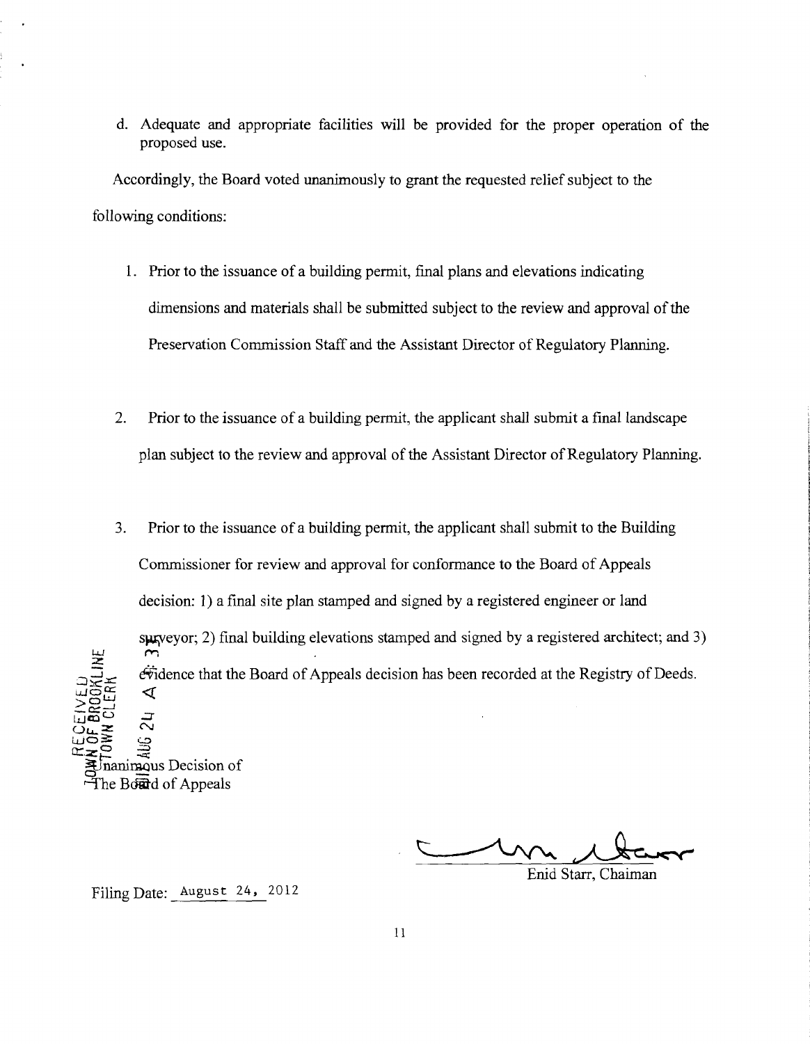d. Adequate and appropriate facilities will be provided for the proper operation of the proposed use.

Accordingly, the Board voted unanimously to grant the requested relief subject to the following conditions:

1. Prior to the issuance of a building permit, final plans and elevations indicating dimensions and materials shall be submitted subject to the review and approval of the Preservation Commission Staff and the Assistant Director of Regulatory Planning.

2. Prior to the issuance of a building permit, the applicant shall submit a final landscape plan subject to the review and approval of the Assistant Director of Regulatory Planning.

3. Prior to the issuance of a building permit, the applicant shall submit to the Building Commissioner for review and approval for conformance to the Board of Appeals decision: 1) a final site plan stamped and signed by a registered engineer or land surveyor; 2) final building elevations stamped and signed by a registered architect; and 3) evidence that the Board of Appeals decision has been recorded at the Registry of Deeds.

RECEIVED
TOWN OF BROOKLINE
TOWN CLERK
2012 AUG 24 A 3

Unanimous Decision of
The Board of Appeals

Enid Starr, Chaiman

Filing Date: August 24, 2012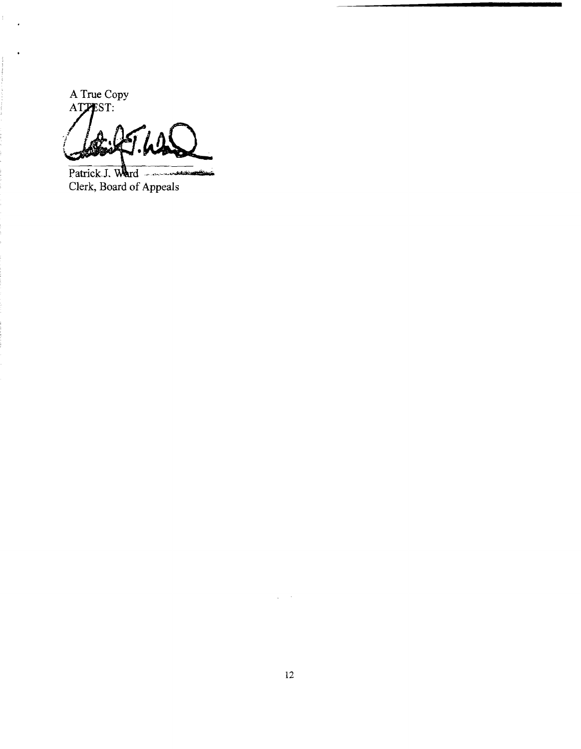A True Copy
ATTEST:

Patrick J. Ward
Clerk, Board of Appeals